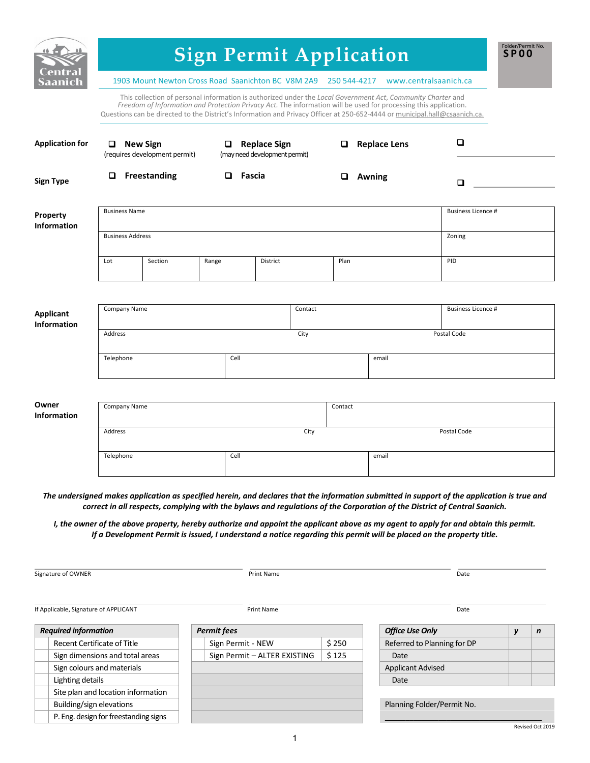# Sign Permit Application

Folder/Permit No. **SP00**

Central Saanich

1903 Mount Newton Cross Road Saanichton BC V8M 2A9   250 544-4217   www.centralsaanich.ca

This collection of personal information is authorized under the *Local Government Act*, *Community Charter* and *Freedom of Information and Protection Privacy Act.* The information will be used for processing this application. Questions can be directed to the District's Information and Privacy Officer at 250-652-4444 or municipal.hall@csaanich.ca.

**Application for**

- ❑ **New Sign** (requires development permit)
- ❑ **Replace Sign** (may need development permit)
- ❑ **Replace Lens**
- ❑ ______________

**Sign Type**

- ❑ **Freestanding**
- ❑ **Fascia**
- ❑ **Awning**
- ❑ ______________

**Property Information**

| Business Name | | | | | Business Licence # |
|---|---|---|---|---|---|
| Business Address | | | | | Zoning |
| Lot | Section | Range | District | Plan | PID |

**Applicant Information**

| Company Name | | Contact | Business Licence # |
|---|---|---|---|
| Address | | City | Postal Code |
| Telephone | Cell | email | |

**Owner Information**

| Company Name | | Contact |
|---|---|---|
| Address | City | Postal Code |
| Telephone | Cell | email |

***The undersigned makes application as specified herein, and declares that the information submitted in support of the application is true and correct in all respects, complying with the bylaws and regulations of the Corporation of the District of Central Saanich.***

***I, the owner of the above property, hereby authorize and appoint the applicant above as my agent to apply for and obtain this permit. If a Development Permit is issued, I understand a notice regarding this permit will be placed on the property title.***

Signature of OWNER ______________ Print Name ______________ Date ______________

If Applicable, Signature of APPLICANT ______________ Print Name ______________ Date ______________

| | ***Required information*** |
|---|---|
| | Recent Certificate of Title |
| | Sign dimensions and total areas |
| | Sign colours and materials |
| | Lighting details |
| | Site plan and location information |
| | Building/sign elevations |
| | P. Eng. design for freestanding signs |

| | ***Permit fees*** | |
|---|---|---|
| | Sign Permit - NEW | $ 250 |
| | Sign Permit – ALTER EXISTING | $ 125 |

| ***Office Use Only*** | ***y*** | ***n*** |
|---|---|---|
| Referred to Planning for DP | | |
| Date | | |
| Applicant Advised | | |
| Date | | |

Planning Folder/Permit No. ______________

Revised Oct 2019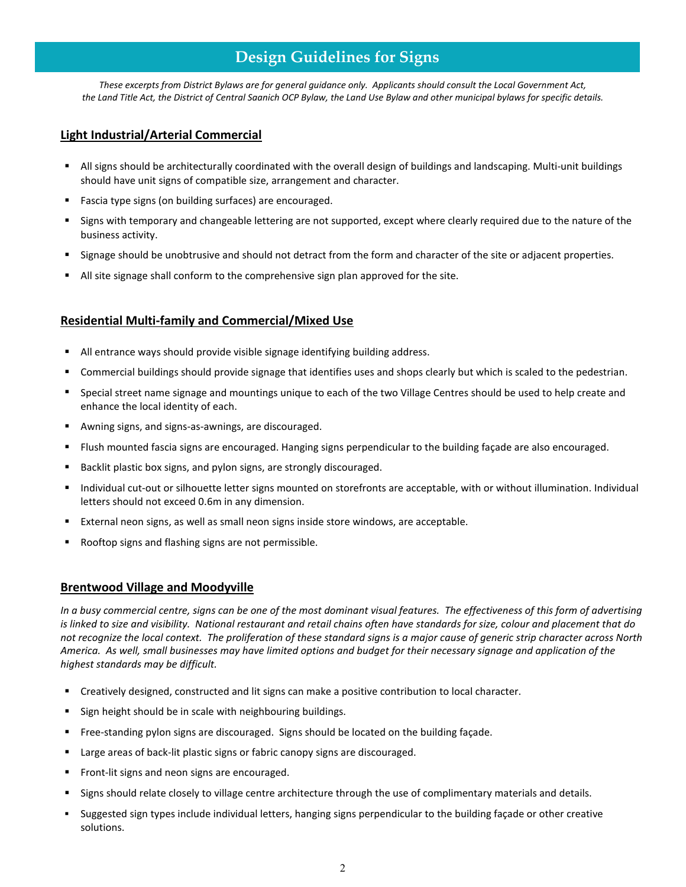# Design Guidelines for Signs

*These excerpts from District Bylaws are for general guidance only. Applicants should consult the Local Government Act, the Land Title Act, the District of Central Saanich OCP Bylaw, the Land Use Bylaw and other municipal bylaws for specific details.*

## Light Industrial/Arterial Commercial

- All signs should be architecturally coordinated with the overall design of buildings and landscaping. Multi-unit buildings should have unit signs of compatible size, arrangement and character.
- Fascia type signs (on building surfaces) are encouraged.
- Signs with temporary and changeable lettering are not supported, except where clearly required due to the nature of the business activity.
- Signage should be unobtrusive and should not detract from the form and character of the site or adjacent properties.
- All site signage shall conform to the comprehensive sign plan approved for the site.

## Residential Multi-family and Commercial/Mixed Use

- All entrance ways should provide visible signage identifying building address.
- Commercial buildings should provide signage that identifies uses and shops clearly but which is scaled to the pedestrian.
- Special street name signage and mountings unique to each of the two Village Centres should be used to help create and enhance the local identity of each.
- Awning signs, and signs-as-awnings, are discouraged.
- Flush mounted fascia signs are encouraged. Hanging signs perpendicular to the building façade are also encouraged.
- Backlit plastic box signs, and pylon signs, are strongly discouraged.
- Individual cut-out or silhouette letter signs mounted on storefronts are acceptable, with or without illumination. Individual letters should not exceed 0.6m in any dimension.
- External neon signs, as well as small neon signs inside store windows, are acceptable.
- Rooftop signs and flashing signs are not permissible.

## Brentwood Village and Moodyville

*In a busy commercial centre, signs can be one of the most dominant visual features. The effectiveness of this form of advertising is linked to size and visibility. National restaurant and retail chains often have standards for size, colour and placement that do not recognize the local context. The proliferation of these standard signs is a major cause of generic strip character across North America. As well, small businesses may have limited options and budget for their necessary signage and application of the highest standards may be difficult.*

- Creatively designed, constructed and lit signs can make a positive contribution to local character.
- Sign height should be in scale with neighbouring buildings.
- Free-standing pylon signs are discouraged. Signs should be located on the building façade.
- Large areas of back-lit plastic signs or fabric canopy signs are discouraged.
- Front-lit signs and neon signs are encouraged.
- Signs should relate closely to village centre architecture through the use of complimentary materials and details.
- Suggested sign types include individual letters, hanging signs perpendicular to the building façade or other creative solutions.